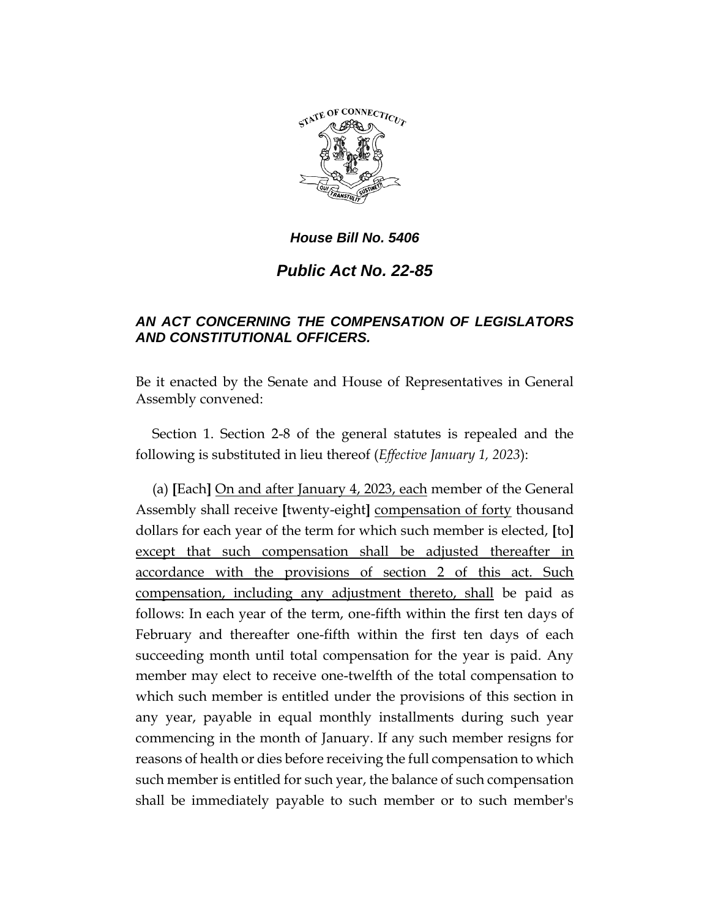***House Bill No. 5406***

# ***Public Act No. 22-85***

## ***AN ACT CONCERNING THE COMPENSATION OF LEGISLATORS AND CONSTITUTIONAL OFFICERS.***

Be it enacted by the Senate and House of Representatives in General Assembly convened:

Section 1. Section 2-8 of the general statutes is repealed and the following is substituted in lieu thereof (*Effective January 1, 2023*):

(a) **[**Each**]** <u>On and after January 4, 2023, each</u> member of the General Assembly shall receive **[**twenty-eight**]** <u>compensation of forty</u> thousand dollars for each year of the term for which such member is elected, **[**to**]** <u>except that such compensation shall be adjusted thereafter in accordance with the provisions of section 2 of this act. Such compensation, including any adjustment thereto, shall</u> be paid as follows: In each year of the term, one-fifth within the first ten days of February and thereafter one-fifth within the first ten days of each succeeding month until total compensation for the year is paid. Any member may elect to receive one-twelfth of the total compensation to which such member is entitled under the provisions of this section in any year, payable in equal monthly installments during such year commencing in the month of January. If any such member resigns for reasons of health or dies before receiving the full compensation to which such member is entitled for such year, the balance of such compensation shall be immediately payable to such member or to such member's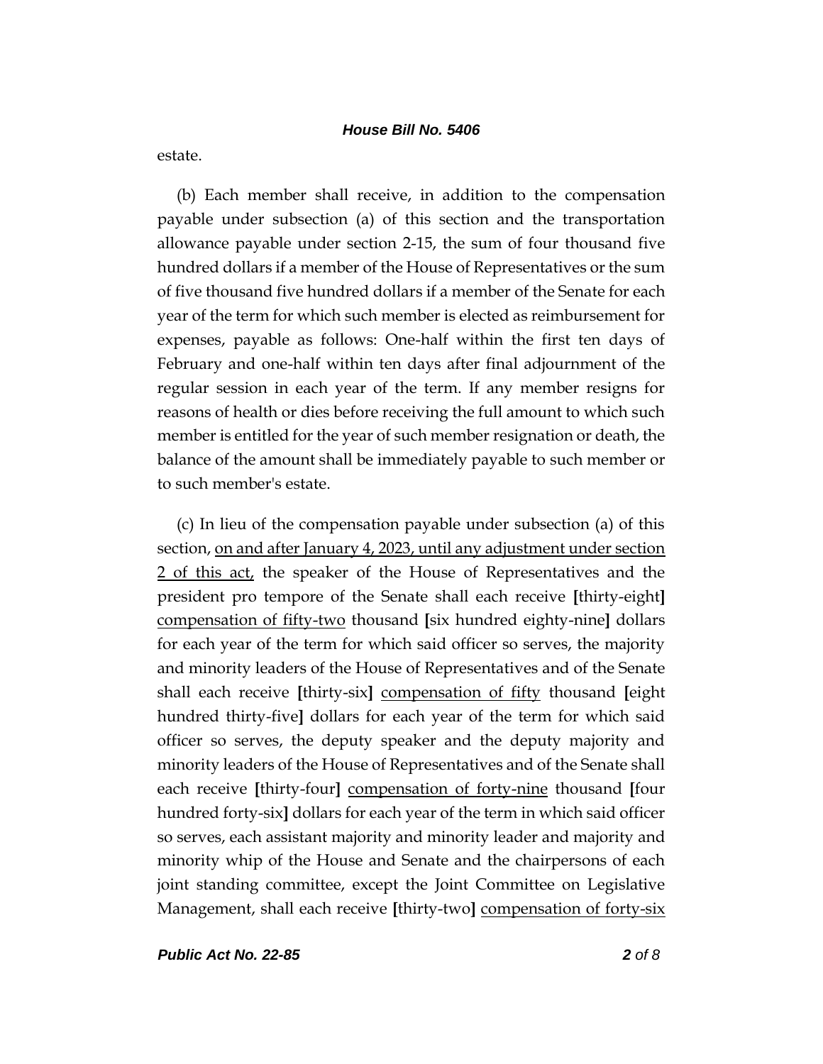estate.

(b) Each member shall receive, in addition to the compensation payable under subsection (a) of this section and the transportation allowance payable under section 2-15, the sum of four thousand five hundred dollars if a member of the House of Representatives or the sum of five thousand five hundred dollars if a member of the Senate for each year of the term for which such member is elected as reimbursement for expenses, payable as follows: One-half within the first ten days of February and one-half within ten days after final adjournment of the regular session in each year of the term. If any member resigns for reasons of health or dies before receiving the full amount to which such member is entitled for the year of such member resignation or death, the balance of the amount shall be immediately payable to such member or to such member's estate.

(c) In lieu of the compensation payable under subsection (a) of this section, <u>on and after January 4, 2023, until any adjustment under section 2 of this act,</u> the speaker of the House of Representatives and the president pro tempore of the Senate shall each receive **[**thirty-eight**]** <u>compensation of fifty-two</u> thousand **[**six hundred eighty-nine**]** dollars for each year of the term for which said officer so serves, the majority and minority leaders of the House of Representatives and of the Senate shall each receive **[**thirty-six**]** <u>compensation of fifty</u> thousand **[**eight hundred thirty-five**]** dollars for each year of the term for which said officer so serves, the deputy speaker and the deputy majority and minority leaders of the House of Representatives and of the Senate shall each receive **[**thirty-four**]** <u>compensation of forty-nine</u> thousand **[**four hundred forty-six**]** dollars for each year of the term in which said officer so serves, each assistant majority and minority leader and majority and minority whip of the House and Senate and the chairpersons of each joint standing committee, except the Joint Committee on Legislative Management, shall each receive **[**thirty-two**]** <u>compensation of forty-six</u>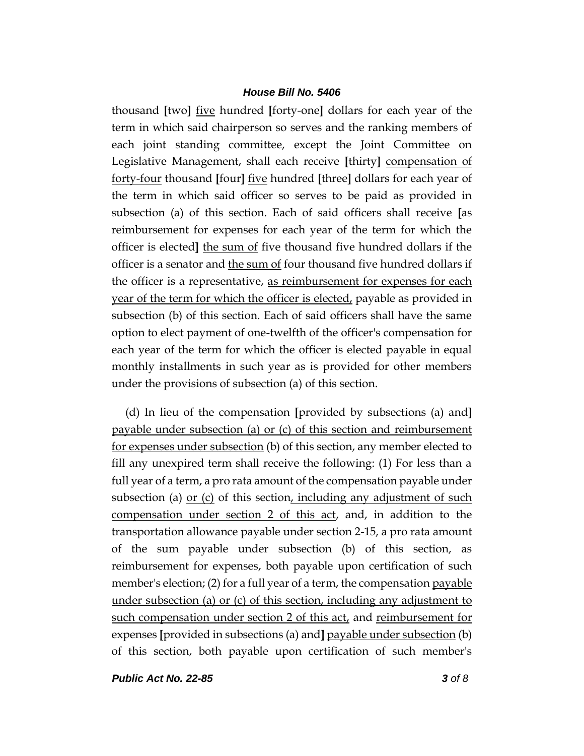thousand [two] <u>five</u> hundred [forty-one] dollars for each year of the term in which said chairperson so serves and the ranking members of each joint standing committee, except the Joint Committee on Legislative Management, shall each receive [thirty] <u>compensation of forty-four</u> thousand [four] <u>five</u> hundred [three] dollars for each year of the term in which said officer so serves to be paid as provided in subsection (a) of this section. Each of said officers shall receive [as reimbursement for expenses for each year of the term for which the officer is elected] <u>the sum of</u> five thousand five hundred dollars if the officer is a senator and <u>the sum of</u> four thousand five hundred dollars if the officer is a representative, <u>as reimbursement for expenses for each year of the term for which the officer is elected,</u> payable as provided in subsection (b) of this section. Each of said officers shall have the same option to elect payment of one-twelfth of the officer's compensation for each year of the term for which the officer is elected payable in equal monthly installments in such year as is provided for other members under the provisions of subsection (a) of this section.

(d) In lieu of the compensation [provided by subsections (a) and] <u>payable under subsection (a) or (c) of this section and reimbursement for expenses under subsection</u> (b) of this section, any member elected to fill any unexpired term shall receive the following: (1) For less than a full year of a term, a pro rata amount of the compensation payable under subsection (a) <u>or (c)</u> of this section<u>, including any adjustment of such compensation under section 2 of this act</u>, and, in addition to the transportation allowance payable under section 2-15, a pro rata amount of the sum payable under subsection (b) of this section, as reimbursement for expenses, both payable upon certification of such member's election; (2) for a full year of a term, the compensation <u>payable under subsection (a) or (c) of this section, including any adjustment to such compensation under section 2 of this act,</u> and <u>reimbursement for</u> expenses [provided in subsections (a) and] <u>payable under subsection</u> (b) of this section, both payable upon certification of such member's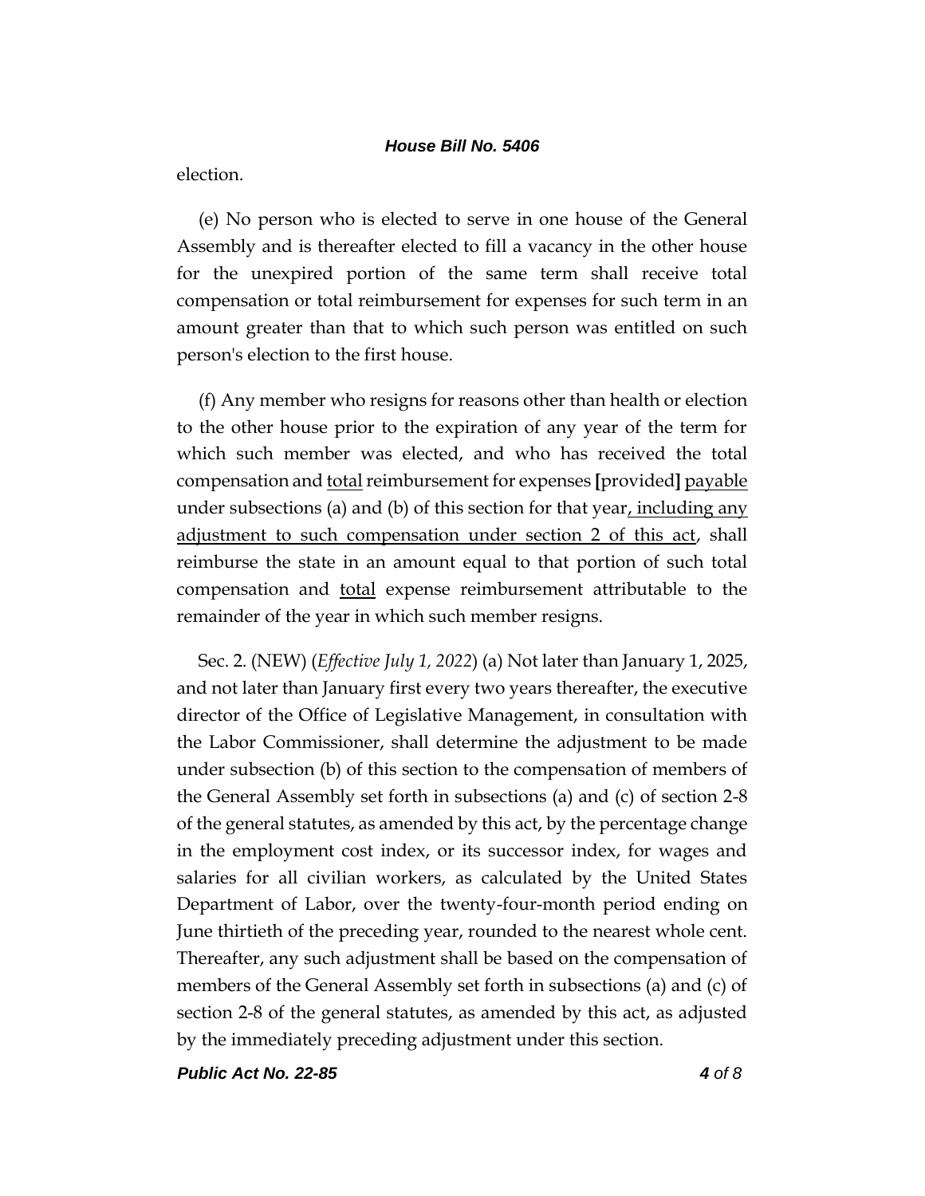election.

(e) No person who is elected to serve in one house of the General Assembly and is thereafter elected to fill a vacancy in the other house for the unexpired portion of the same term shall receive total compensation or total reimbursement for expenses for such term in an amount greater than that to which such person was entitled on such person's election to the first house.

(f) Any member who resigns for reasons other than health or election to the other house prior to the expiration of any year of the term for which such member was elected, and who has received the total compensation and <u>total</u> reimbursement for expenses **[**provided**]** <u>payable</u> under subsections (a) and (b) of this section for that year<u>, including any adjustment to such compensation under section 2 of this act</u>, shall reimburse the state in an amount equal to that portion of such total compensation and <u>total</u> expense reimbursement attributable to the remainder of the year in which such member resigns.

Sec. 2. (NEW) (*Effective July 1, 2022*) (a) Not later than January 1, 2025, and not later than January first every two years thereafter, the executive director of the Office of Legislative Management, in consultation with the Labor Commissioner, shall determine the adjustment to be made under subsection (b) of this section to the compensation of members of the General Assembly set forth in subsections (a) and (c) of section 2-8 of the general statutes, as amended by this act, by the percentage change in the employment cost index, or its successor index, for wages and salaries for all civilian workers, as calculated by the United States Department of Labor, over the twenty-four-month period ending on June thirtieth of the preceding year, rounded to the nearest whole cent. Thereafter, any such adjustment shall be based on the compensation of members of the General Assembly set forth in subsections (a) and (c) of section 2-8 of the general statutes, as amended by this act, as adjusted by the immediately preceding adjustment under this section.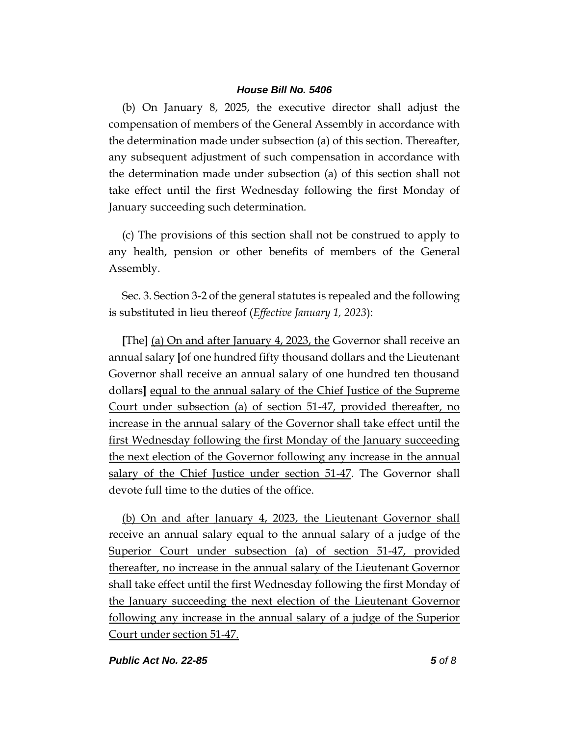(b) On January 8, 2025, the executive director shall adjust the compensation of members of the General Assembly in accordance with the determination made under subsection (a) of this section. Thereafter, any subsequent adjustment of such compensation in accordance with the determination made under subsection (a) of this section shall not take effect until the first Wednesday following the first Monday of January succeeding such determination.

(c) The provisions of this section shall not be construed to apply to any health, pension or other benefits of members of the General Assembly.

Sec. 3. Section 3-2 of the general statutes is repealed and the following is substituted in lieu thereof (*Effective January 1, 2023*):

[The] <u>(a) On and after January 4, 2023, the</u> Governor shall receive an annual salary [of one hundred fifty thousand dollars and the Lieutenant Governor shall receive an annual salary of one hundred ten thousand dollars] <u>equal to the annual salary of the Chief Justice of the Supreme Court under subsection (a) of section 51-47, provided thereafter, no increase in the annual salary of the Governor shall take effect until the first Wednesday following the first Monday of the January succeeding the next election of the Governor following any increase in the annual salary of the Chief Justice under section 51-47</u>. The Governor shall devote full time to the duties of the office.

<u>(b) On and after January 4, 2023, the Lieutenant Governor shall receive an annual salary equal to the annual salary of a judge of the Superior Court under subsection (a) of section 51-47, provided thereafter, no increase in the annual salary of the Lieutenant Governor shall take effect until the first Wednesday following the first Monday of the January succeeding the next election of the Lieutenant Governor following any increase in the annual salary of a judge of the Superior Court under section 51-47.</u>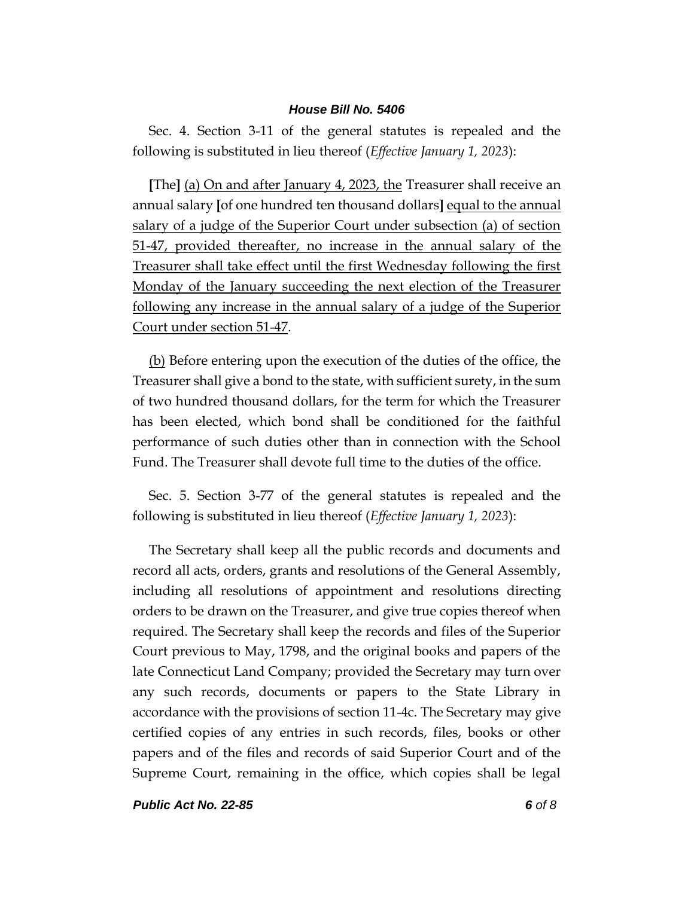Sec. 4. Section 3-11 of the general statutes is repealed and the following is substituted in lieu thereof (*Effective January 1, 2023*):

**[**The**]** <u>(a) On and after January 4, 2023, the</u> Treasurer shall receive an annual salary **[**of one hundred ten thousand dollars**]** <u>equal to the annual salary of a judge of the Superior Court under subsection (a) of section 51-47, provided thereafter, no increase in the annual salary of the Treasurer shall take effect until the first Wednesday following the first Monday of the January succeeding the next election of the Treasurer following any increase in the annual salary of a judge of the Superior Court under section 51-47</u>.

<u>(b)</u> Before entering upon the execution of the duties of the office, the Treasurer shall give a bond to the state, with sufficient surety, in the sum of two hundred thousand dollars, for the term for which the Treasurer has been elected, which bond shall be conditioned for the faithful performance of such duties other than in connection with the School Fund. The Treasurer shall devote full time to the duties of the office.

Sec. 5. Section 3-77 of the general statutes is repealed and the following is substituted in lieu thereof (*Effective January 1, 2023*):

The Secretary shall keep all the public records and documents and record all acts, orders, grants and resolutions of the General Assembly, including all resolutions of appointment and resolutions directing orders to be drawn on the Treasurer, and give true copies thereof when required. The Secretary shall keep the records and files of the Superior Court previous to May, 1798, and the original books and papers of the late Connecticut Land Company; provided the Secretary may turn over any such records, documents or papers to the State Library in accordance with the provisions of section 11-4c. The Secretary may give certified copies of any entries in such records, files, books or other papers and of the files and records of said Superior Court and of the Supreme Court, remaining in the office, which copies shall be legal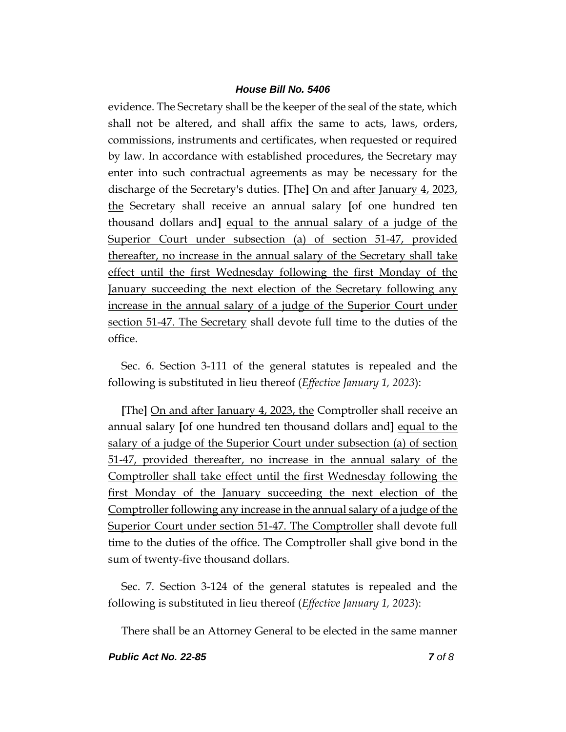evidence. The Secretary shall be the keeper of the seal of the state, which shall not be altered, and shall affix the same to acts, laws, orders, commissions, instruments and certificates, when requested or required by law. In accordance with established procedures, the Secretary may enter into such contractual agreements as may be necessary for the discharge of the Secretary's duties. **[**The**]** <u>On and after January 4, 2023, the</u> Secretary shall receive an annual salary **[**of one hundred ten thousand dollars and**]** <u>equal to the annual salary of a judge of the Superior Court under subsection (a) of section 51-47, provided thereafter, no increase in the annual salary of the Secretary shall take effect until the first Wednesday following the first Monday of the January succeeding the next election of the Secretary following any increase in the annual salary of a judge of the Superior Court under section 51-47. The Secretary</u> shall devote full time to the duties of the office.

Sec. 6. Section 3-111 of the general statutes is repealed and the following is substituted in lieu thereof (*Effective January 1, 2023*):

**[**The**]** <u>On and after January 4, 2023, the</u> Comptroller shall receive an annual salary **[**of one hundred ten thousand dollars and**]** <u>equal to the salary of a judge of the Superior Court under subsection (a) of section 51-47, provided thereafter, no increase in the annual salary of the Comptroller shall take effect until the first Wednesday following the first Monday of the January succeeding the next election of the Comptroller following any increase in the annual salary of a judge of the Superior Court under section 51-47. The Comptroller</u> shall devote full time to the duties of the office. The Comptroller shall give bond in the sum of twenty-five thousand dollars.

Sec. 7. Section 3-124 of the general statutes is repealed and the following is substituted in lieu thereof (*Effective January 1, 2023*):

There shall be an Attorney General to be elected in the same manner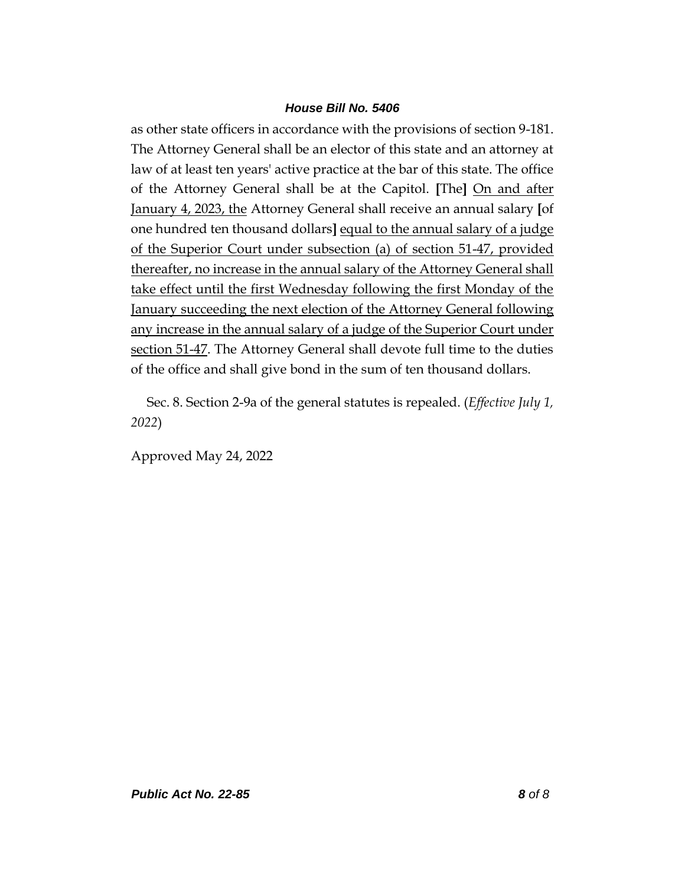as other state officers in accordance with the provisions of section 9-181. The Attorney General shall be an elector of this state and an attorney at law of at least ten years' active practice at the bar of this state. The office of the Attorney General shall be at the Capitol. **[**The**]** <u>On and after January 4, 2023, the</u> Attorney General shall receive an annual salary **[**of one hundred ten thousand dollars**]** <u>equal to the annual salary of a judge of the Superior Court under subsection (a) of section 51-47, provided thereafter, no increase in the annual salary of the Attorney General shall take effect until the first Wednesday following the first Monday of the January succeeding the next election of the Attorney General following any increase in the annual salary of a judge of the Superior Court under section 51-47</u>. The Attorney General shall devote full time to the duties of the office and shall give bond in the sum of ten thousand dollars.

Sec. 8. Section 2-9a of the general statutes is repealed. (*Effective July 1, 2022*)

Approved May 24, 2022